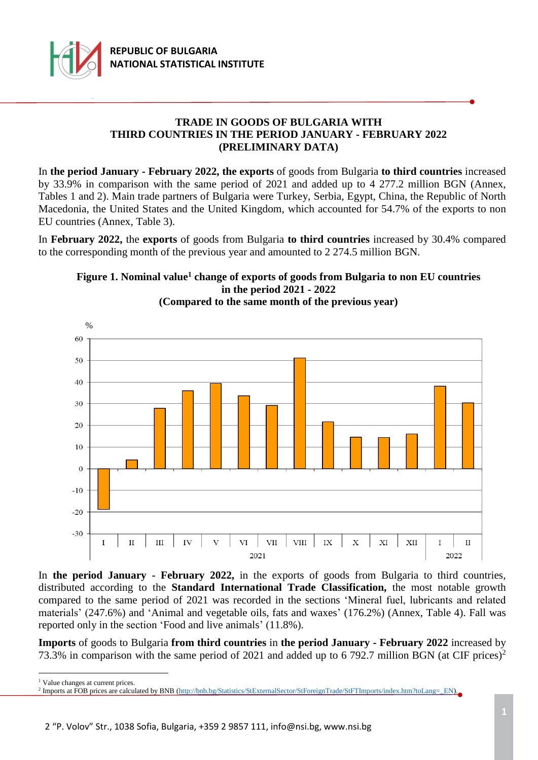REPUBLIC OF BULGARIA
NATIONAL STATISTICAL INSTITUTE

# TRADE IN GOODS OF BULGARIA WITH THIRD COUNTRIES IN THE PERIOD JANUARY - FEBRUARY 2022 (PRELIMINARY DATA)

In **the period January - February 2022, the exports** of goods from Bulgaria **to third countries** increased by 33.9% in comparison with the same period of 2021 and added up to 4 277.2 million BGN (Annex, Tables 1 and 2). Main trade partners of Bulgaria were Turkey, Serbia, Egypt, China, the Republic of North Macedonia, the United States and the United Kingdom, which accounted for 54.7% of the exports to non EU countries (Annex, Table 3).

In **February 2022,** the **exports** of goods from Bulgaria **to third countries** increased by 30.4% compared to the corresponding month of the previous year and amounted to 2 274.5 million BGN.

**Figure 1. Nominal value[1] change of exports of goods from Bulgaria to non EU countries in the period 2021 - 2022 (Compared to the same month of the previous year)**

In **the period January - February 2022,** in the exports of goods from Bulgaria to third countries, distributed according to the **Standard International Trade Classification,** the most notable growth compared to the same period of 2021 was recorded in the sections 'Mineral fuel, lubricants and related materials' (247.6%) and 'Animal and vegetable oils, fats and waxes' (176.2%) (Annex, Table 4). Fall was reported only in the section 'Food and live animals' (11.8%).

**Imports** of goods to Bulgaria **from third countries** in **the period January - February 2022** increased by 73.3% in comparison with the same period of 2021 and added up to 6 792.7 million BGN (at CIF prices)[2]

---

[1] Value changes at current prices.

[2] Imports at FOB prices are calculated by BNB (http://bnb.bg/Statistics/StExternalSector/StForeignTrade/StFTImports/index.htm?toLang=_EN).

2 "P. Volov" Str., 1038 Sofia, Bulgaria, +359 2 9857 111, info@nsi.bg, www.nsi.bg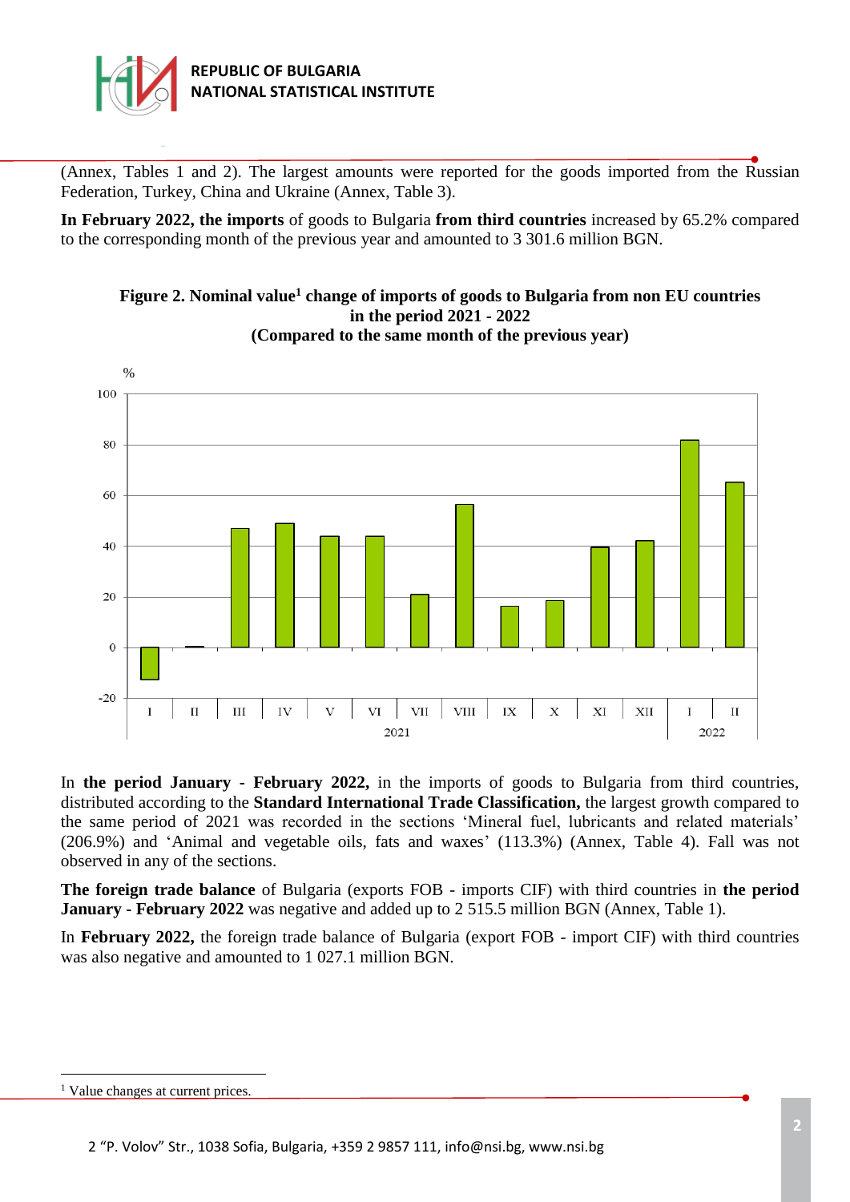(Annex, Tables 1 and 2). The largest amounts were reported for the goods imported from the Russian Federation, Turkey, China and Ukraine (Annex, Table 3).

**In February 2022, the imports** of goods to Bulgaria **from third countries** increased by 65.2% compared to the corresponding month of the previous year and amounted to 3 301.6 million BGN.

**Figure 2. Nominal value[1] change of imports of goods to Bulgaria from non EU countries in the period 2021 - 2022 (Compared to the same month of the previous year)**

In **the period January - February 2022,** in the imports of goods to Bulgaria from third countries, distributed according to the **Standard International Trade Classification,** the largest growth compared to the same period of 2021 was recorded in the sections 'Mineral fuel, lubricants and related materials' (206.9%) and 'Animal and vegetable oils, fats and waxes' (113.3%) (Annex, Table 4). Fall was not observed in any of the sections.

**The foreign trade balance** of Bulgaria (exports FOB - imports CIF) with third countries in **the period January - February 2022** was negative and added up to 2 515.5 million BGN (Annex, Table 1).

In **February 2022,** the foreign trade balance of Bulgaria (export FOB - import CIF) with third countries was also negative and amounted to 1 027.1 million BGN.

[1] Value changes at current prices.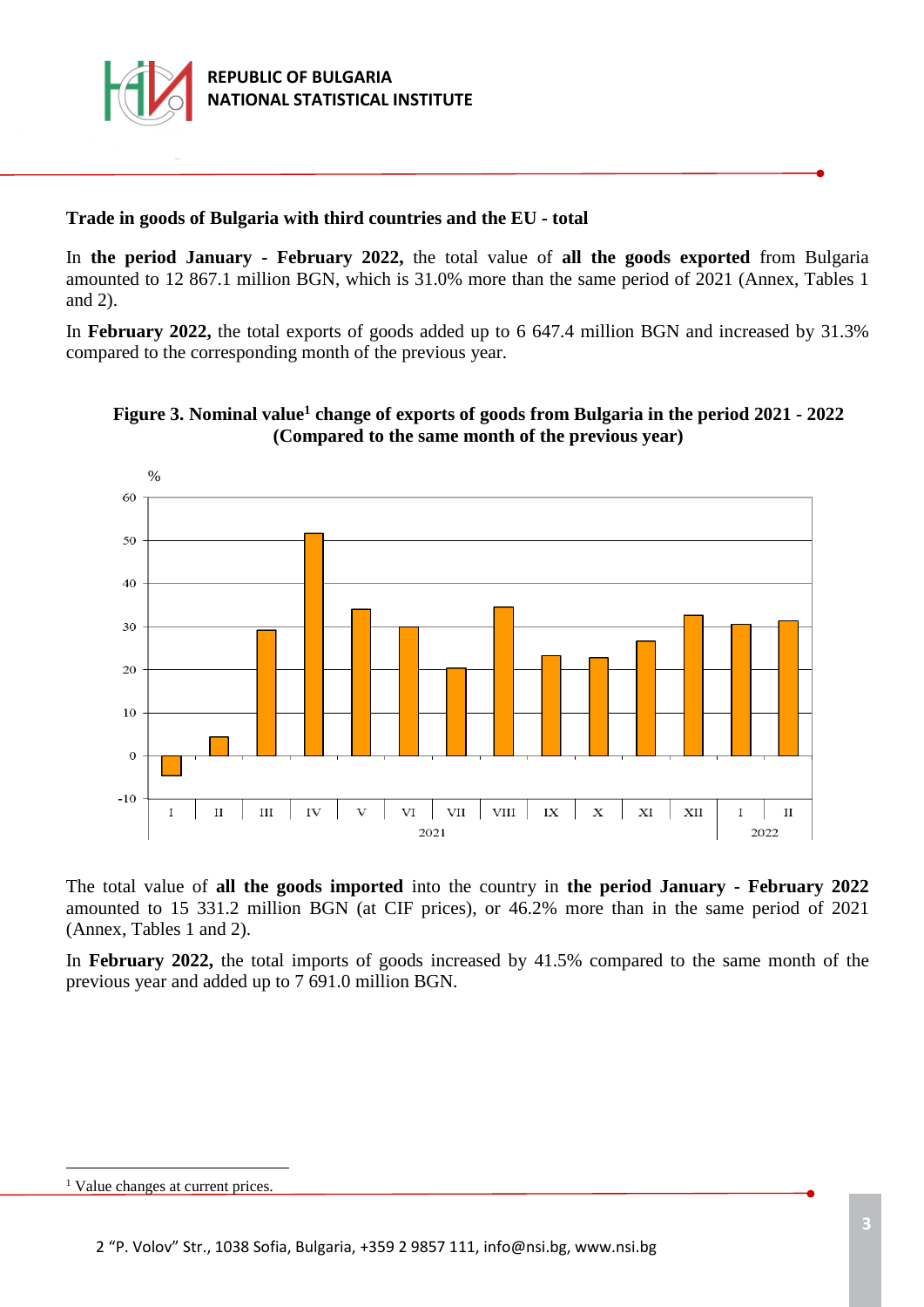### Trade in goods of Bulgaria with third countries and the EU - total

In **the period January - February 2022,** the total value of **all the goods exported** from Bulgaria amounted to 12 867.1 million BGN, which is 31.0% more than the same period of 2021 (Annex, Tables 1 and 2).

In **February 2022,** the total exports of goods added up to 6 647.4 million BGN and increased by 31.3% compared to the corresponding month of the previous year.

**Figure 3. Nominal value[1] change of exports of goods from Bulgaria in the period 2021 - 2022 (Compared to the same month of the previous year)**

The total value of **all the goods imported** into the country in **the period January - February 2022** amounted to 15 331.2 million BGN (at CIF prices), or 46.2% more than in the same period of 2021 (Annex, Tables 1 and 2).

In **February 2022,** the total imports of goods increased by 41.5% compared to the same month of the previous year and added up to 7 691.0 million BGN.

[1] Value changes at current prices.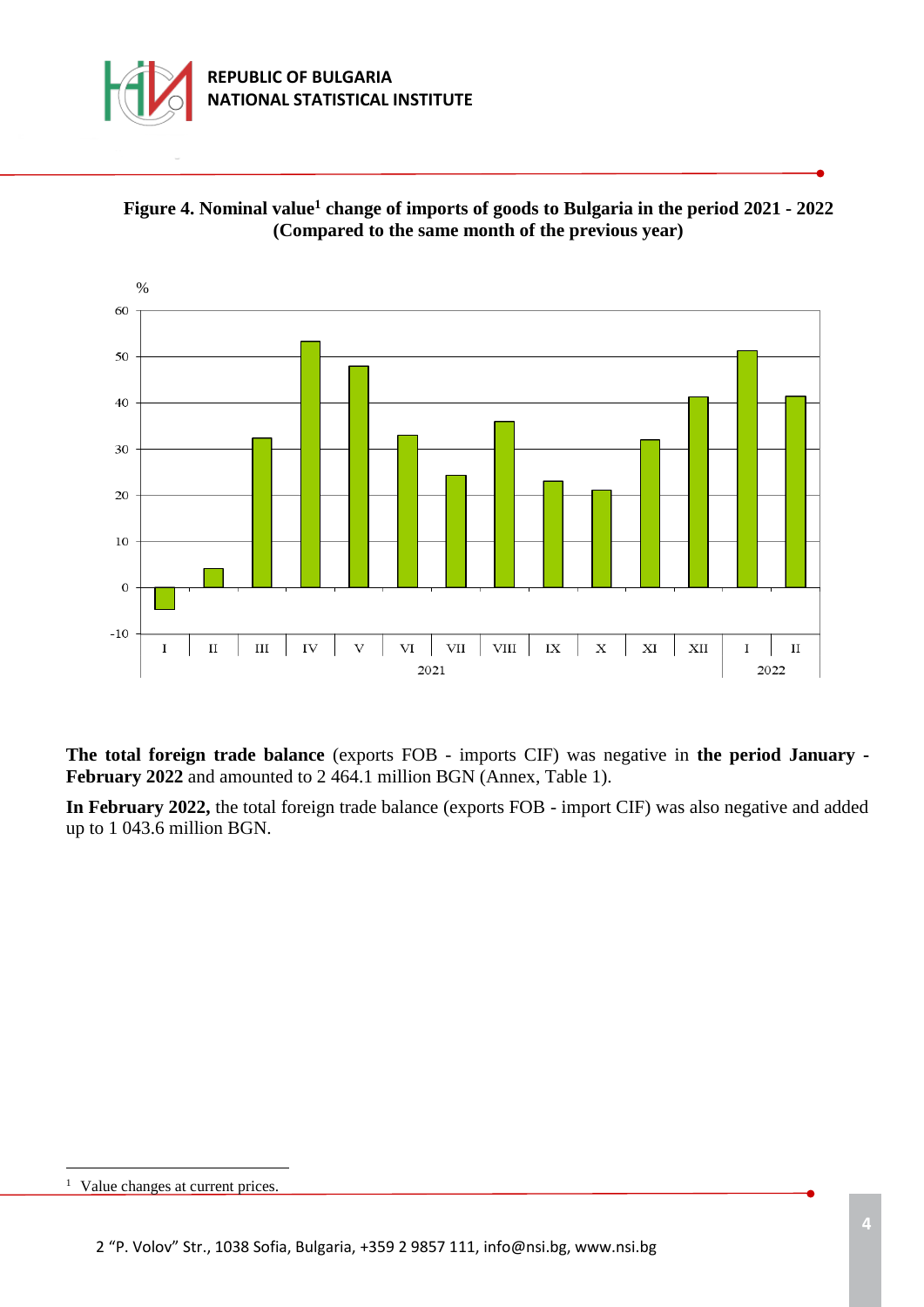**Figure 4. Nominal value[1] change of imports of goods to Bulgaria in the period 2021 - 2022 (Compared to the same month of the previous year)**

**The total foreign trade balance** (exports FOB - imports CIF) was negative in **the period January - February 2022** and amounted to 2 464.1 million BGN (Annex, Table 1).

**In February 2022,** the total foreign trade balance (exports FOB - import CIF) was also negative and added up to 1 043.6 million BGN.

[1] Value changes at current prices.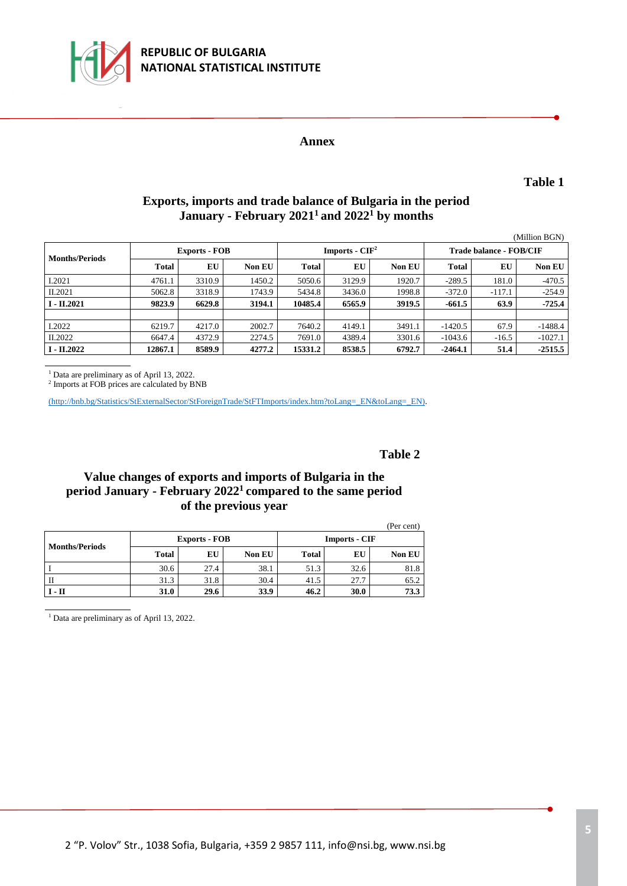## Annex

**Table 1**

### Exports, imports and trade balance of Bulgaria in the period January - February 2021[1] and 2022[1] by months

(Million BGN)

| Months/Periods | Exports - FOB | | | Imports - CIF[2] | | | Trade balance - FOB/CIF | | |
|---|---|---|---|---|---|---|---|---|---|
| | Total | EU | Non EU | Total | EU | Non EU | Total | EU | Non EU |
| I.2021 | 4761.1 | 3310.9 | 1450.2 | 5050.6 | 3129.9 | 1920.7 | -289.5 | 181.0 | -470.5 |
| II.2021 | 5062.8 | 3318.9 | 1743.9 | 5434.8 | 3436.0 | 1998.8 | -372.0 | -117.1 | -254.9 |
| **I - II.2021** | **9823.9** | **6629.8** | **3194.1** | **10485.4** | **6565.9** | **3919.5** | **-661.5** | **63.9** | **-725.4** |
| | | | | | | | | | |
| I.2022 | 6219.7 | 4217.0 | 2002.7 | 7640.2 | 4149.1 | 3491.1 | -1420.5 | 67.9 | -1488.4 |
| II.2022 | 6647.4 | 4372.9 | 2274.5 | 7691.0 | 4389.4 | 3301.6 | -1043.6 | -16.5 | -1027.1 |
| **I - II.2022** | **12867.1** | **8589.9** | **4277.2** | **15331.2** | **8538.5** | **6792.7** | **-2464.1** | **51.4** | **-2515.5** |

[1] Data are preliminary as of April 13, 2022.
[2] Imports at FOB prices are calculated by BNB

(http://bnb.bg/Statistics/StExternalSector/StForeignTrade/StFTImports/index.htm?toLang=_EN&toLang=_EN).

**Table 2**

### Value changes of exports and imports of Bulgaria in the period January - February 2022[1] compared to the same period of the previous year

(Per cent)

| Months/Periods | Exports - FOB | | | Imports - CIF | | |
|---|---|---|---|---|---|---|
| | Total | EU | Non EU | Total | EU | Non EU |
| I | 30.6 | 27.4 | 38.1 | 51.3 | 32.6 | 81.8 |
| II | 31.3 | 31.8 | 30.4 | 41.5 | 27.7 | 65.2 |
| **I - II** | **31.0** | **29.6** | **33.9** | **46.2** | **30.0** | **73.3** |

[1] Data are preliminary as of April 13, 2022.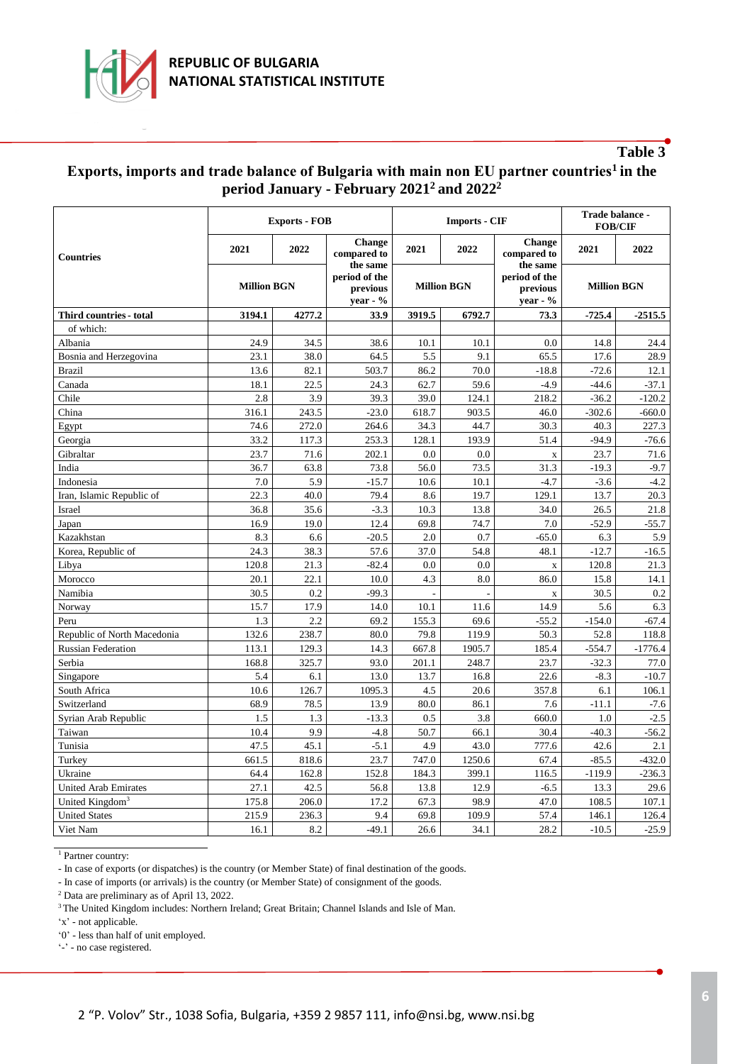**Table 3**

## Exports, imports and trade balance of Bulgaria with main non EU partner countries[1] in the period January - February 2021[2] and 2022[2]

| Countries | Exports - FOB | | | Imports - CIF | | | Trade balance - FOB/CIF | |
|---|---|---|---|---|---|---|---|---|
| | 2021 | 2022 | Change compared to the same period of the previous year - % | 2021 | 2022 | Change compared to the same period of the previous year - % | 2021 | 2022 |
| | Million BGN | | | Million BGN | | | Million BGN | |
| **Third countries - total** | **3194.1** | **4277.2** | **33.9** | **3919.5** | **6792.7** | **73.3** | **-725.4** | **-2515.5** |
| of which: | | | | | | | | |
| Albania | 24.9 | 34.5 | 38.6 | 10.1 | 10.1 | 0.0 | 14.8 | 24.4 |
| Bosnia and Herzegovina | 23.1 | 38.0 | 64.5 | 5.5 | 9.1 | 65.5 | 17.6 | 28.9 |
| Brazil | 13.6 | 82.1 | 503.7 | 86.2 | 70.0 | -18.8 | -72.6 | 12.1 |
| Canada | 18.1 | 22.5 | 24.3 | 62.7 | 59.6 | -4.9 | -44.6 | -37.1 |
| Chile | 2.8 | 3.9 | 39.3 | 39.0 | 124.1 | 218.2 | -36.2 | -120.2 |
| China | 316.1 | 243.5 | -23.0 | 618.7 | 903.5 | 46.0 | -302.6 | -660.0 |
| Egypt | 74.6 | 272.0 | 264.6 | 34.3 | 44.7 | 30.3 | 40.3 | 227.3 |
| Georgia | 33.2 | 117.3 | 253.3 | 128.1 | 193.9 | 51.4 | -94.9 | -76.6 |
| Gibraltar | 23.7 | 71.6 | 202.1 | 0.0 | 0.0 | x | 23.7 | 71.6 |
| India | 36.7 | 63.8 | 73.8 | 56.0 | 73.5 | 31.3 | -19.3 | -9.7 |
| Indonesia | 7.0 | 5.9 | -15.7 | 10.6 | 10.1 | -4.7 | -3.6 | -4.2 |
| Iran, Islamic Republic of | 22.3 | 40.0 | 79.4 | 8.6 | 19.7 | 129.1 | 13.7 | 20.3 |
| Israel | 36.8 | 35.6 | -3.3 | 10.3 | 13.8 | 34.0 | 26.5 | 21.8 |
| Japan | 16.9 | 19.0 | 12.4 | 69.8 | 74.7 | 7.0 | -52.9 | -55.7 |
| Kazakhstan | 8.3 | 6.6 | -20.5 | 2.0 | 0.7 | -65.0 | 6.3 | 5.9 |
| Korea, Republic of | 24.3 | 38.3 | 57.6 | 37.0 | 54.8 | 48.1 | -12.7 | -16.5 |
| Libya | 120.8 | 21.3 | -82.4 | 0.0 | 0.0 | x | 120.8 | 21.3 |
| Morocco | 20.1 | 22.1 | 10.0 | 4.3 | 8.0 | 86.0 | 15.8 | 14.1 |
| Namibia | 30.5 | 0.2 | -99.3 | - | - | x | 30.5 | 0.2 |
| Norway | 15.7 | 17.9 | 14.0 | 10.1 | 11.6 | 14.9 | 5.6 | 6.3 |
| Peru | 1.3 | 2.2 | 69.2 | 155.3 | 69.6 | -55.2 | -154.0 | -67.4 |
| Republic of North Macedonia | 132.6 | 238.7 | 80.0 | 79.8 | 119.9 | 50.3 | 52.8 | 118.8 |
| Russian Federation | 113.1 | 129.3 | 14.3 | 667.8 | 1905.7 | 185.4 | -554.7 | -1776.4 |
| Serbia | 168.8 | 325.7 | 93.0 | 201.1 | 248.7 | 23.7 | -32.3 | 77.0 |
| Singapore | 5.4 | 6.1 | 13.0 | 13.7 | 16.8 | 22.6 | -8.3 | -10.7 |
| South Africa | 10.6 | 126.7 | 1095.3 | 4.5 | 20.6 | 357.8 | 6.1 | 106.1 |
| Switzerland | 68.9 | 78.5 | 13.9 | 80.0 | 86.1 | 7.6 | -11.1 | -7.6 |
| Syrian Arab Republic | 1.5 | 1.3 | -13.3 | 0.5 | 3.8 | 660.0 | 1.0 | -2.5 |
| Taiwan | 10.4 | 9.9 | -4.8 | 50.7 | 66.1 | 30.4 | -40.3 | -56.2 |
| Tunisia | 47.5 | 45.1 | -5.1 | 4.9 | 43.0 | 777.6 | 42.6 | 2.1 |
| Turkey | 661.5 | 818.6 | 23.7 | 747.0 | 1250.6 | 67.4 | -85.5 | -432.0 |
| Ukraine | 64.4 | 162.8 | 152.8 | 184.3 | 399.1 | 116.5 | -119.9 | -236.3 |
| United Arab Emirates | 27.1 | 42.5 | 56.8 | 13.8 | 12.9 | -6.5 | 13.3 | 29.6 |
| United Kingdom[3] | 175.8 | 206.0 | 17.2 | 67.3 | 98.9 | 47.0 | 108.5 | 107.1 |
| United States | 215.9 | 236.3 | 9.4 | 69.8 | 109.9 | 57.4 | 146.1 | 126.4 |
| Viet Nam | 16.1 | 8.2 | -49.1 | 26.6 | 34.1 | 28.2 | -10.5 | -25.9 |

[1] Partner country:
- In case of exports (or dispatches) is the country (or Member State) of final destination of the goods.
- In case of imports (or arrivals) is the country (or Member State) of consignment of the goods.

[2] Data are preliminary as of April 13, 2022.

[3] The United Kingdom includes: Northern Ireland; Great Britain; Channel Islands and Isle of Man.

'x' - not applicable.

'0' - less than half of unit employed.

'-' - no case registered.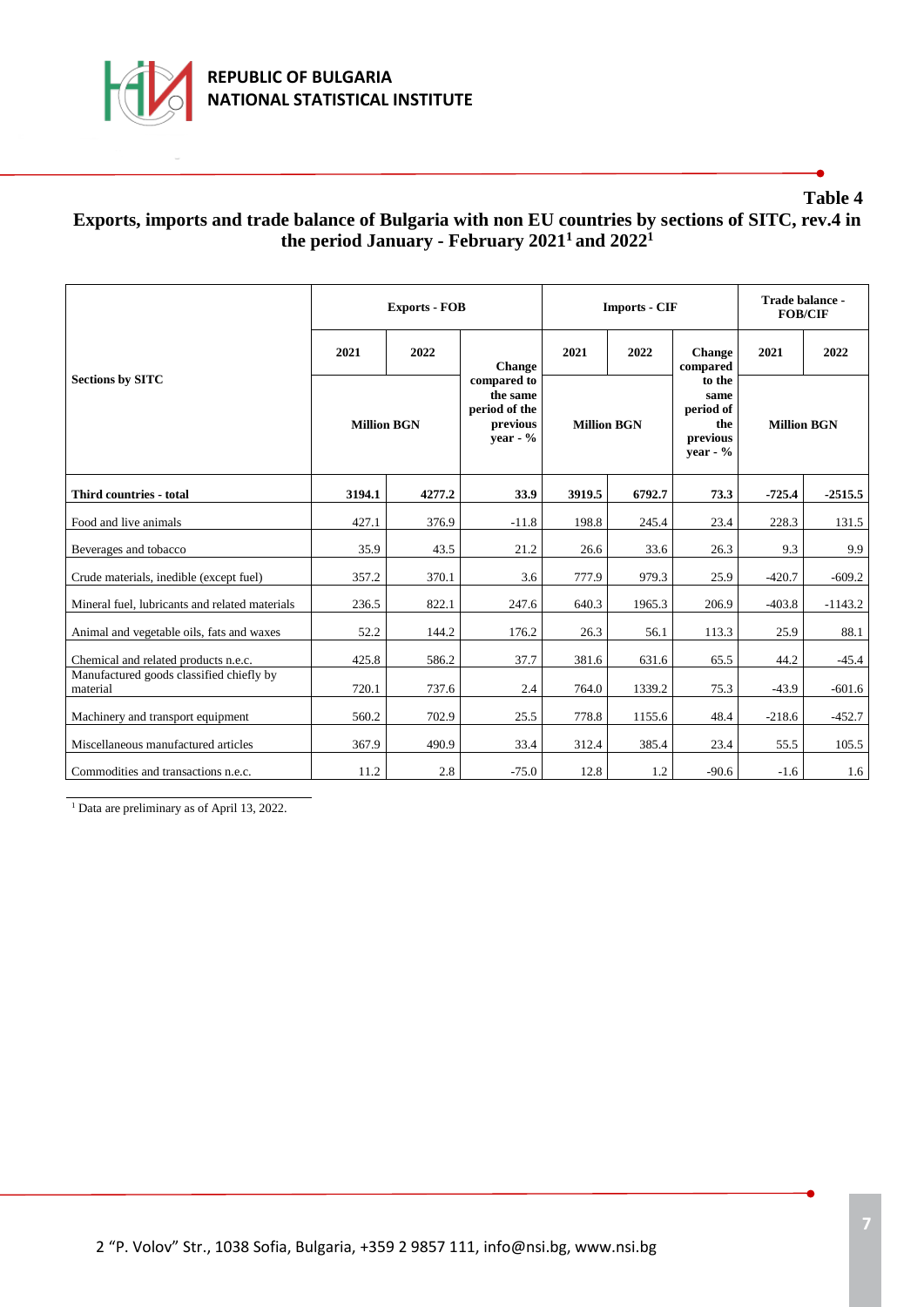REPUBLIC OF BULGARIA
NATIONAL STATISTICAL INSTITUTE

**Table 4**

## Exports, imports and trade balance of Bulgaria with non EU countries by sections of SITC, rev.4 in the period January - February 2021[1] and 2022[1]

| Sections by SITC | Exports - FOB | | | Imports - CIF | | | Trade balance - FOB/CIF | |
|---|---|---|---|---|---|---|---|---|
| | 2021 | 2022 | Change compared to the same period of the previous year - % | 2021 | 2022 | Change compared to the same period of the previous year - % | 2021 | 2022 |
| | Million BGN | | | Million BGN | | | Million BGN | |
| **Third countries - total** | **3194.1** | **4277.2** | **33.9** | **3919.5** | **6792.7** | **73.3** | **-725.4** | **-2515.5** |
| Food and live animals | 427.1 | 376.9 | -11.8 | 198.8 | 245.4 | 23.4 | 228.3 | 131.5 |
| Beverages and tobacco | 35.9 | 43.5 | 21.2 | 26.6 | 33.6 | 26.3 | 9.3 | 9.9 |
| Crude materials, inedible (except fuel) | 357.2 | 370.1 | 3.6 | 777.9 | 979.3 | 25.9 | -420.7 | -609.2 |
| Mineral fuel, lubricants and related materials | 236.5 | 822.1 | 247.6 | 640.3 | 1965.3 | 206.9 | -403.8 | -1143.2 |
| Animal and vegetable oils, fats and waxes | 52.2 | 144.2 | 176.2 | 26.3 | 56.1 | 113.3 | 25.9 | 88.1 |
| Chemical and related products n.e.c. | 425.8 | 586.2 | 37.7 | 381.6 | 631.6 | 65.5 | 44.2 | -45.4 |
| Manufactured goods classified chiefly by material | 720.1 | 737.6 | 2.4 | 764.0 | 1339.2 | 75.3 | -43.9 | -601.6 |
| Machinery and transport equipment | 560.2 | 702.9 | 25.5 | 778.8 | 1155.6 | 48.4 | -218.6 | -452.7 |
| Miscellaneous manufactured articles | 367.9 | 490.9 | 33.4 | 312.4 | 385.4 | 23.4 | 55.5 | 105.5 |
| Commodities and transactions n.e.c. | 11.2 | 2.8 | -75.0 | 12.8 | 1.2 | -90.6 | -1.6 | 1.6 |

[1] Data are preliminary as of April 13, 2022.

2 "P. Volov" Str., 1038 Sofia, Bulgaria, +359 2 9857 111, info@nsi.bg, www.nsi.bg